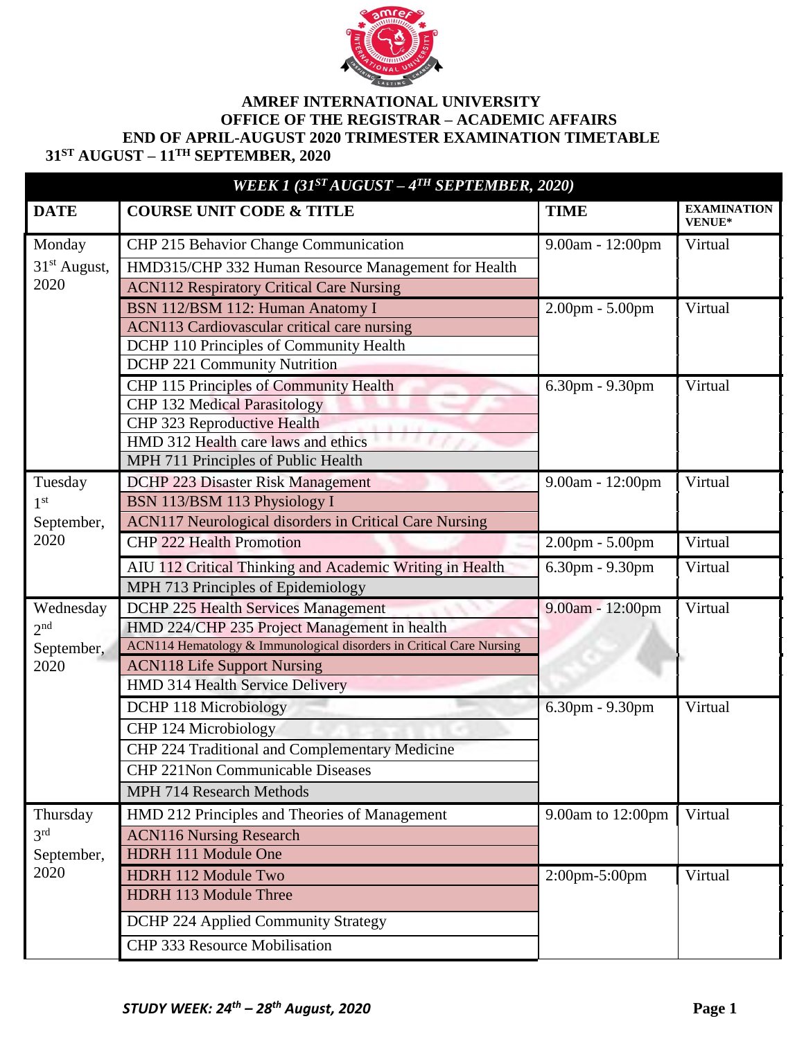# AMREF INTERNATIONAL UNIVERSITY

## OFFICE OF THE REGISTRAR – ACADEMIC AFFAIRS

## END OF APRIL-AUGUST 2020 TRIMESTER EXAMINATION TIMETABLE

**31ST AUGUST – 11TH SEPTEMBER, 2020**

| *WEEK 1 (31ST AUGUST – 4TH SEPTEMBER, 2020)* | | | |
|---|---|---|---|
| **DATE** | **COURSE UNIT CODE & TITLE** | **TIME** | **EXAMINATION VENUE*** |
| Monday 31st August, 2020 | CHP 215 Behavior Change Communication | 9.00am - 12:00pm | Virtual |
| | HMD315/CHP 332 Human Resource Management for Health | | |
| | ACN112 Respiratory Critical Care Nursing | | |
| | BSN 112/BSM 112: Human Anatomy I | 2.00pm - 5.00pm | Virtual |
| | ACN113 Cardiovascular critical care nursing | | |
| | DCHP 110 Principles of Community Health | | |
| | DCHP 221 Community Nutrition | | |
| | CHP 115 Principles of Community Health | 6.30pm - 9.30pm | Virtual |
| | CHP 132 Medical Parasitology | | |
| | CHP 323 Reproductive Health | | |
| | HMD 312 Health care laws and ethics | | |
| | MPH 711 Principles of Public Health | | |
| Tuesday 1st September, 2020 | DCHP 223 Disaster Risk Management | 9.00am - 12:00pm | Virtual |
| | BSN 113/BSM 113 Physiology I | | |
| | ACN117 Neurological disorders in Critical Care Nursing | | |
| | CHP 222 Health Promotion | 2.00pm - 5.00pm | Virtual |
| | AIU 112 Critical Thinking and Academic Writing in Health | 6.30pm - 9.30pm | Virtual |
| | MPH 713 Principles of Epidemiology | | |
| Wednesday 2nd September, 2020 | DCHP 225 Health Services Management | 9.00am - 12:00pm | Virtual |
| | HMD 224/CHP 235 Project Management in health | | |
| | ACN114 Hematology & Immunological disorders in Critical Care Nursing | | |
| | ACN118 Life Support Nursing | | |
| | HMD 314 Health Service Delivery | | |
| | DCHP 118 Microbiology | 6.30pm - 9.30pm | Virtual |
| | CHP 124 Microbiology | | |
| | CHP 224 Traditional and Complementary Medicine | | |
| | CHP 221Non Communicable Diseases | | |
| | MPH 714 Research Methods | | |
| Thursday 3rd September, 2020 | HMD 212 Principles and Theories of Management | 9.00am to 12:00pm | Virtual |
| | ACN116 Nursing Research | | |
| | HDRH 111 Module One | | |
| | HDRH 112 Module Two | 2:00pm-5:00pm | Virtual |
| | HDRH 113 Module Three | | |
| | DCHP 224 Applied Community Strategy | | |
| | CHP 333 Resource Mobilisation | | |

***STUDY WEEK: 24th – 28th August, 2020***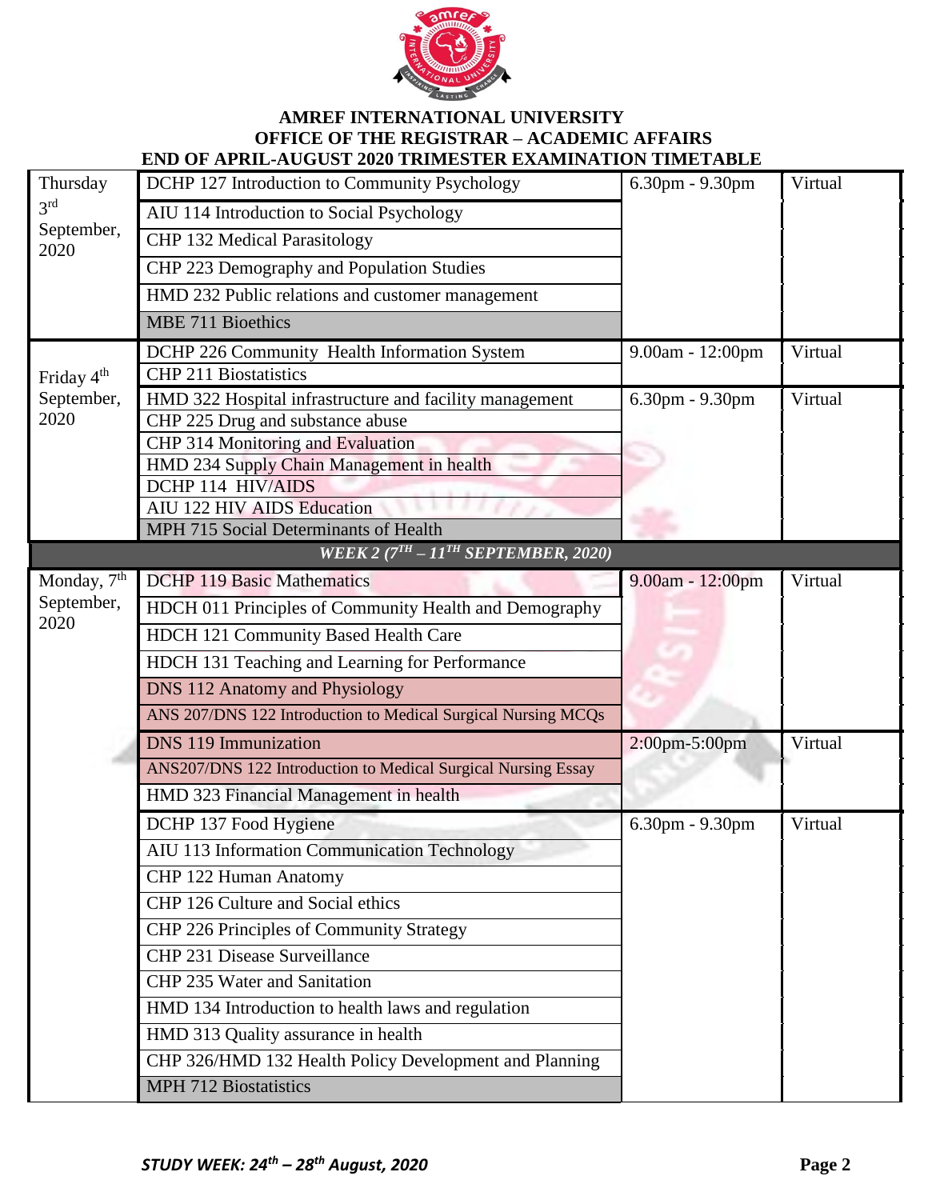**AMREF INTERNATIONAL UNIVERSITY**
**OFFICE OF THE REGISTRAR – ACADEMIC AFFAIRS**
**END OF APRIL-AUGUST 2020 TRIMESTER EXAMINATION TIMETABLE**

| Date | Course | Time | Venue |
|---|---|---|---|
| Thursday 3rd September, 2020 | DCHP 127 Introduction to Community Psychology | 6.30pm - 9.30pm | Virtual |
| | AIU 114 Introduction to Social Psychology | | |
| | CHP 132 Medical Parasitology | | |
| | CHP 223 Demography and Population Studies | | |
| | HMD 232 Public relations and customer management | | |
| | MBE 711 Bioethics | | |
| Friday 4th September, 2020 | DCHP 226 Community Health Information System | 9.00am - 12:00pm | Virtual |
| | CHP 211 Biostatistics | | |
| | HMD 322 Hospital infrastructure and facility management | 6.30pm - 9.30pm | Virtual |
| | CHP 225 Drug and substance abuse | | |
| | CHP 314 Monitoring and Evaluation | | |
| | HMD 234 Supply Chain Management in health | | |
| | DCHP 114 HIV/AIDS | | |
| | AIU 122 HIV AIDS Education | | |
| | MPH 715 Social Determinants of Health | | |
| ***WEEK 2 (7TH – 11TH SEPTEMBER, 2020)*** | | | |
| Monday, 7th September, 2020 | DCHP 119 Basic Mathematics | 9.00am - 12:00pm | Virtual |
| | HDCH 011 Principles of Community Health and Demography | | |
| | HDCH 121 Community Based Health Care | | |
| | HDCH 131 Teaching and Learning for Performance | | |
| | DNS 112 Anatomy and Physiology | | |
| | ANS 207/DNS 122 Introduction to Medical Surgical Nursing MCQs | | |
| | DNS 119 Immunization | 2:00pm-5:00pm | Virtual |
| | ANS207/DNS 122 Introduction to Medical Surgical Nursing Essay | | |
| | HMD 323 Financial Management in health | | |
| | DCHP 137 Food Hygiene | 6.30pm - 9.30pm | Virtual |
| | AIU 113 Information Communication Technology | | |
| | CHP 122 Human Anatomy | | |
| | CHP 126 Culture and Social ethics | | |
| | CHP 226 Principles of Community Strategy | | |
| | CHP 231 Disease Surveillance | | |
| | CHP 235 Water and Sanitation | | |
| | HMD 134 Introduction to health laws and regulation | | |
| | HMD 313 Quality assurance in health | | |
| | CHP 326/HMD 132 Health Policy Development and Planning | | |
| | MPH 712 Biostatistics | | |

***STUDY WEEK: 24th – 28th August, 2020***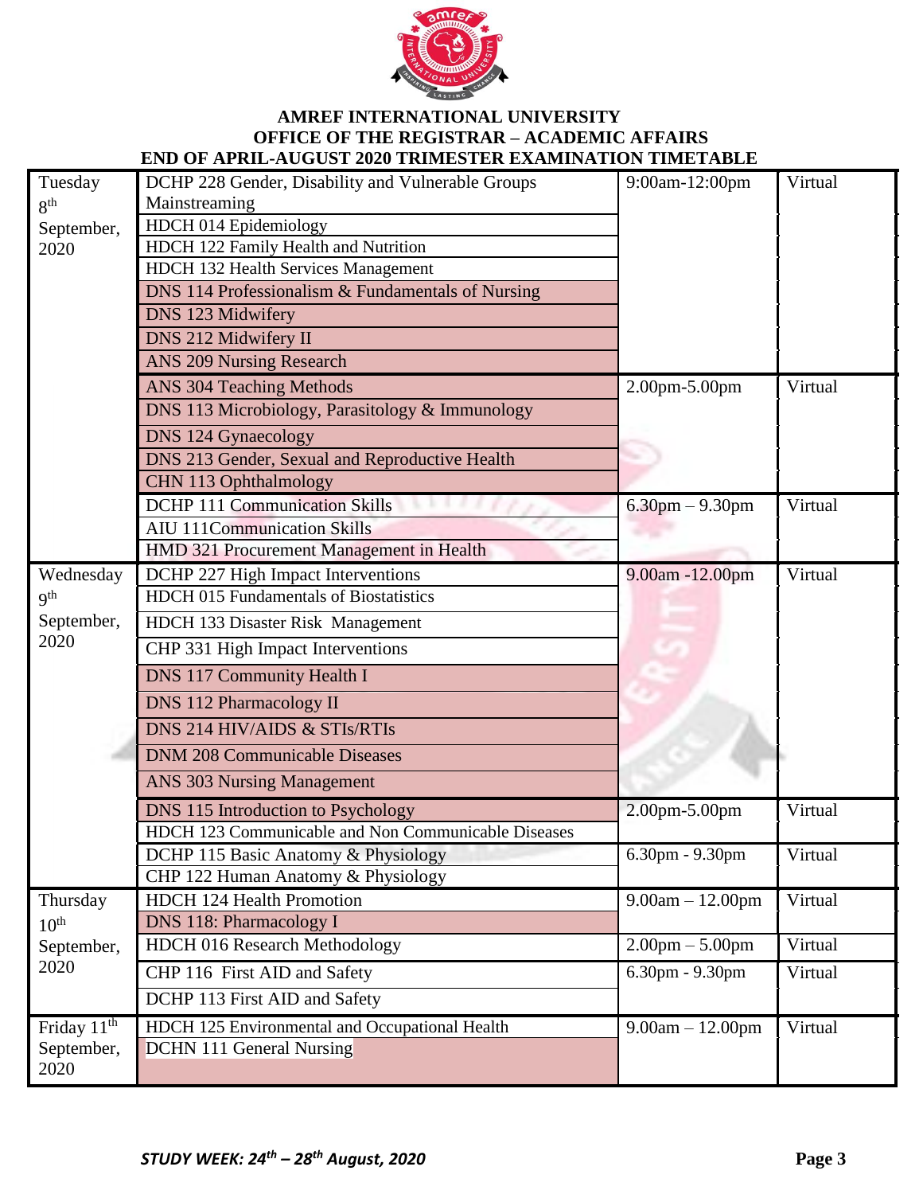**AMREF INTERNATIONAL UNIVERSITY**
**OFFICE OF THE REGISTRAR – ACADEMIC AFFAIRS**
**END OF APRIL-AUGUST 2020 TRIMESTER EXAMINATION TIMETABLE**

| | | | |
|---|---|---|---|
| Tuesday 8th September, 2020 | DCHP 228 Gender, Disability and Vulnerable Groups Mainstreaming | 9:00am-12:00pm | Virtual |
| | HDCH 014 Epidemiology | | |
| | HDCH 122 Family Health and Nutrition | | |
| | HDCH 132 Health Services Management | | |
| | DNS 114 Professionalism & Fundamentals of Nursing | | |
| | DNS 123 Midwifery | | |
| | DNS 212 Midwifery II | | |
| | ANS 209 Nursing Research | | |
| | ANS 304 Teaching Methods | 2.00pm-5.00pm | Virtual |
| | DNS 113 Microbiology, Parasitology & Immunology | | |
| | DNS 124 Gynaecology | | |
| | DNS 213 Gender, Sexual and Reproductive Health | | |
| | CHN 113 Ophthalmology | | |
| | DCHP 111 Communication Skills | 6.30pm – 9.30pm | Virtual |
| | AIU 111Communication Skills | | |
| | HMD 321 Procurement Management in Health | | |
| Wednesday 9th September, 2020 | DCHP 227 High Impact Interventions | 9.00am -12.00pm | Virtual |
| | HDCH 015 Fundamentals of Biostatistics | | |
| | HDCH 133 Disaster Risk Management | | |
| | CHP 331 High Impact Interventions | | |
| | DNS 117 Community Health I | | |
| | DNS 112 Pharmacology II | | |
| | DNS 214 HIV/AIDS & STIs/RTIs | | |
| | DNM 208 Communicable Diseases | | |
| | ANS 303 Nursing Management | | |
| | DNS 115 Introduction to Psychology | 2.00pm-5.00pm | Virtual |
| | HDCH 123 Communicable and Non Communicable Diseases | | |
| | DCHP 115 Basic Anatomy & Physiology | 6.30pm - 9.30pm | Virtual |
| | CHP 122 Human Anatomy & Physiology | | |
| Thursday 10th September, 2020 | HDCH 124 Health Promotion | 9.00am – 12.00pm | Virtual |
| | DNS 118: Pharmacology I | | |
| | HDCH 016 Research Methodology | 2.00pm – 5.00pm | Virtual |
| | CHP 116 First AID and Safety | 6.30pm - 9.30pm | Virtual |
| | DCHP 113 First AID and Safety | | |
| Friday 11th September, 2020 | HDCH 125 Environmental and Occupational Health | 9.00am – 12.00pm | Virtual |
| | DCHN 111 General Nursing | | |

***STUDY WEEK: 24th – 28th August, 2020***